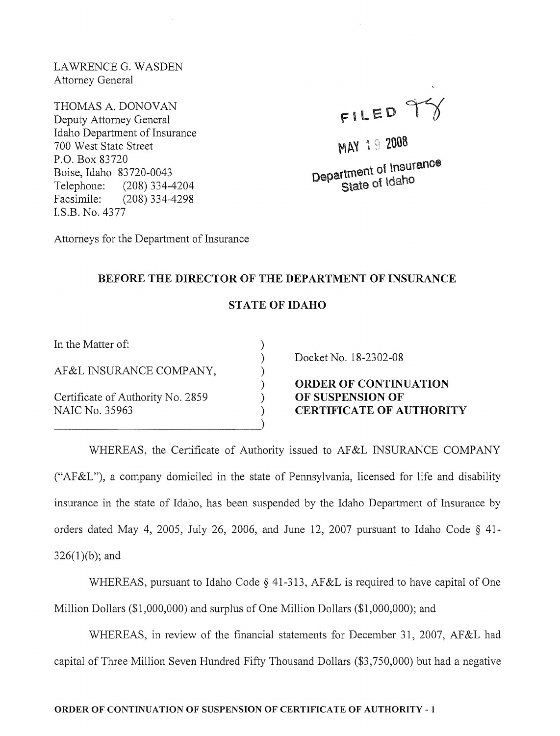LAWRENCE G. WASDEN
Attorney General

THOMAS A. DONOVAN
Deputy Attorney General
Idaho Department of Insurance
700 West State Street
P.O. Box 83720
Boise, Idaho 83720-0043
Telephone: (208) 334-4204
Facsimile: (208) 334-4298
I.S.B. No. 4377

Attorneys for the Department of Insurance

FILED

MAY 19 2008

Department of Insurance
State of Idaho

**BEFORE THE DIRECTOR OF THE DEPARTMENT OF INSURANCE**

**STATE OF IDAHO**

| | |
|---|---|
| In the Matter of: | Docket No. 18-2302-08 |
| AF&L INSURANCE COMPANY, | **ORDER OF CONTINUATION OF SUSPENSION OF CERTIFICATE OF AUTHORITY** |
| Certificate of Authority No. 2859<br>NAIC No. 35963 | |

WHEREAS, the Certificate of Authority issued to AF&L INSURANCE COMPANY ("AF&L"), a company domiciled in the state of Pennsylvania, licensed for life and disability insurance in the state of Idaho, has been suspended by the Idaho Department of Insurance by orders dated May 4, 2005, July 26, 2006, and June 12, 2007 pursuant to Idaho Code § 41-326(1)(b); and

WHEREAS, pursuant to Idaho Code § 41-313, AF&L is required to have capital of One Million Dollars ($1,000,000) and surplus of One Million Dollars ($1,000,000); and

WHEREAS, in review of the financial statements for December 31, 2007, AF&L had capital of Three Million Seven Hundred Fifty Thousand Dollars ($3,750,000) but had a negative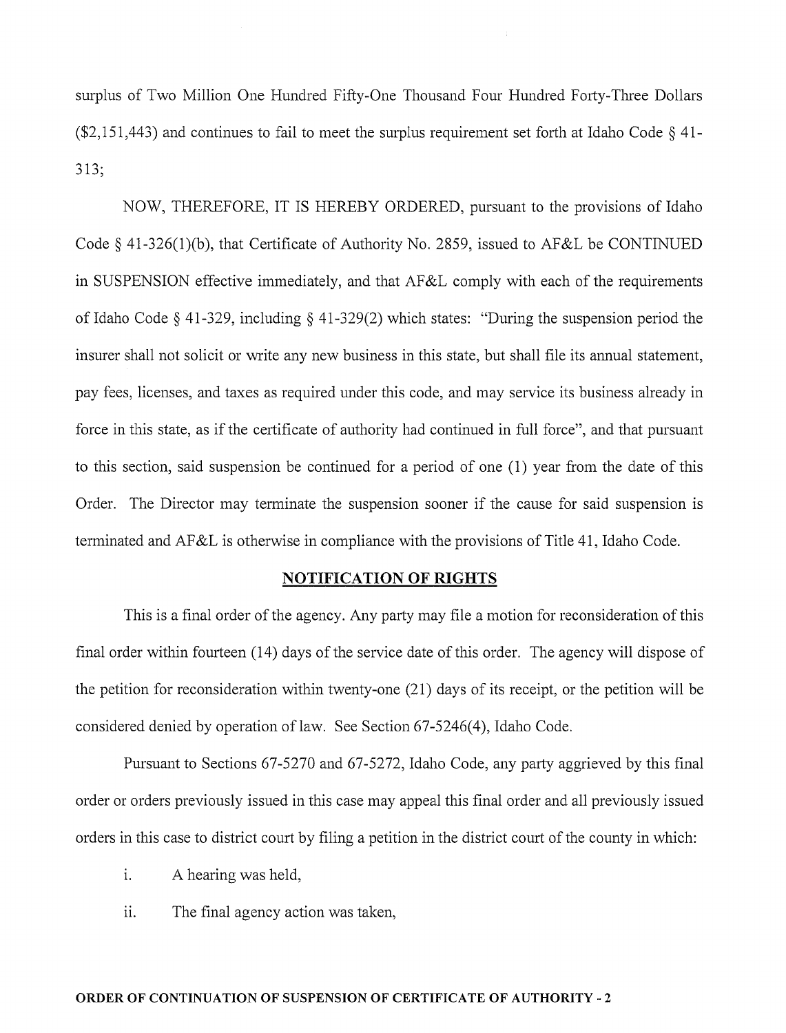surplus of Two Million One Hundred Fifty-One Thousand Four Hundred Forty-Three Dollars ($2,151,443) and continues to fail to meet the surplus requirement set forth at Idaho Code § 41-313;

NOW, THEREFORE, IT IS HEREBY ORDERED, pursuant to the provisions of Idaho Code § 41-326(1)(b), that Certificate of Authority No. 2859, issued to AF&L be CONTINUED in SUSPENSION effective immediately, and that AF&L comply with each of the requirements of Idaho Code § 41-329, including § 41-329(2) which states: "During the suspension period the insurer shall not solicit or write any new business in this state, but shall file its annual statement, pay fees, licenses, and taxes as required under this code, and may service its business already in force in this state, as if the certificate of authority had continued in full force", and that pursuant to this section, said suspension be continued for a period of one (1) year from the date of this Order. The Director may terminate the suspension sooner if the cause for said suspension is terminated and AF&L is otherwise in compliance with the provisions of Title 41, Idaho Code.

## NOTIFICATION OF RIGHTS

This is a final order of the agency. Any party may file a motion for reconsideration of this final order within fourteen (14) days of the service date of this order. The agency will dispose of the petition for reconsideration within twenty-one (21) days of its receipt, or the petition will be considered denied by operation of law. See Section 67-5246(4), Idaho Code.

Pursuant to Sections 67-5270 and 67-5272, Idaho Code, any party aggrieved by this final order or orders previously issued in this case may appeal this final order and all previously issued orders in this case to district court by filing a petition in the district court of the county in which:

i. A hearing was held,

ii. The final agency action was taken,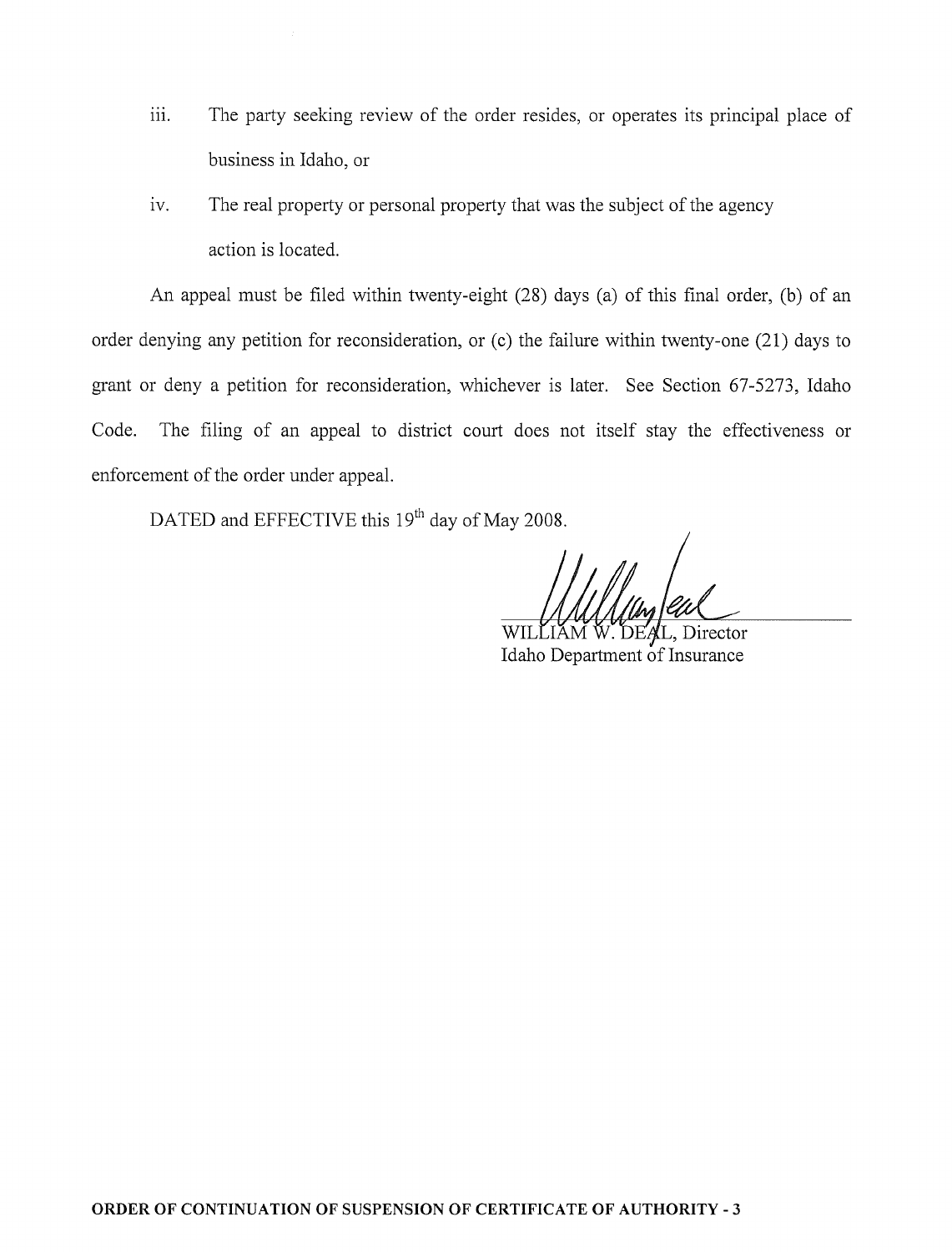iii. The party seeking review of the order resides, or operates its principal place of business in Idaho, or

iv. The real property or personal property that was the subject of the agency action is located.

An appeal must be filed within twenty-eight (28) days (a) of this final order, (b) of an order denying any petition for reconsideration, or (c) the failure within twenty-one (21) days to grant or deny a petition for reconsideration, whichever is later. See Section 67-5273, Idaho Code. The filing of an appeal to district court does not itself stay the effectiveness or enforcement of the order under appeal.

DATED and EFFECTIVE this 19th day of May 2008.

WILLIAM W. DEAL, Director
Idaho Department of Insurance

**ORDER OF CONTINUATION OF SUSPENSION OF CERTIFICATE OF AUTHORITY - 3**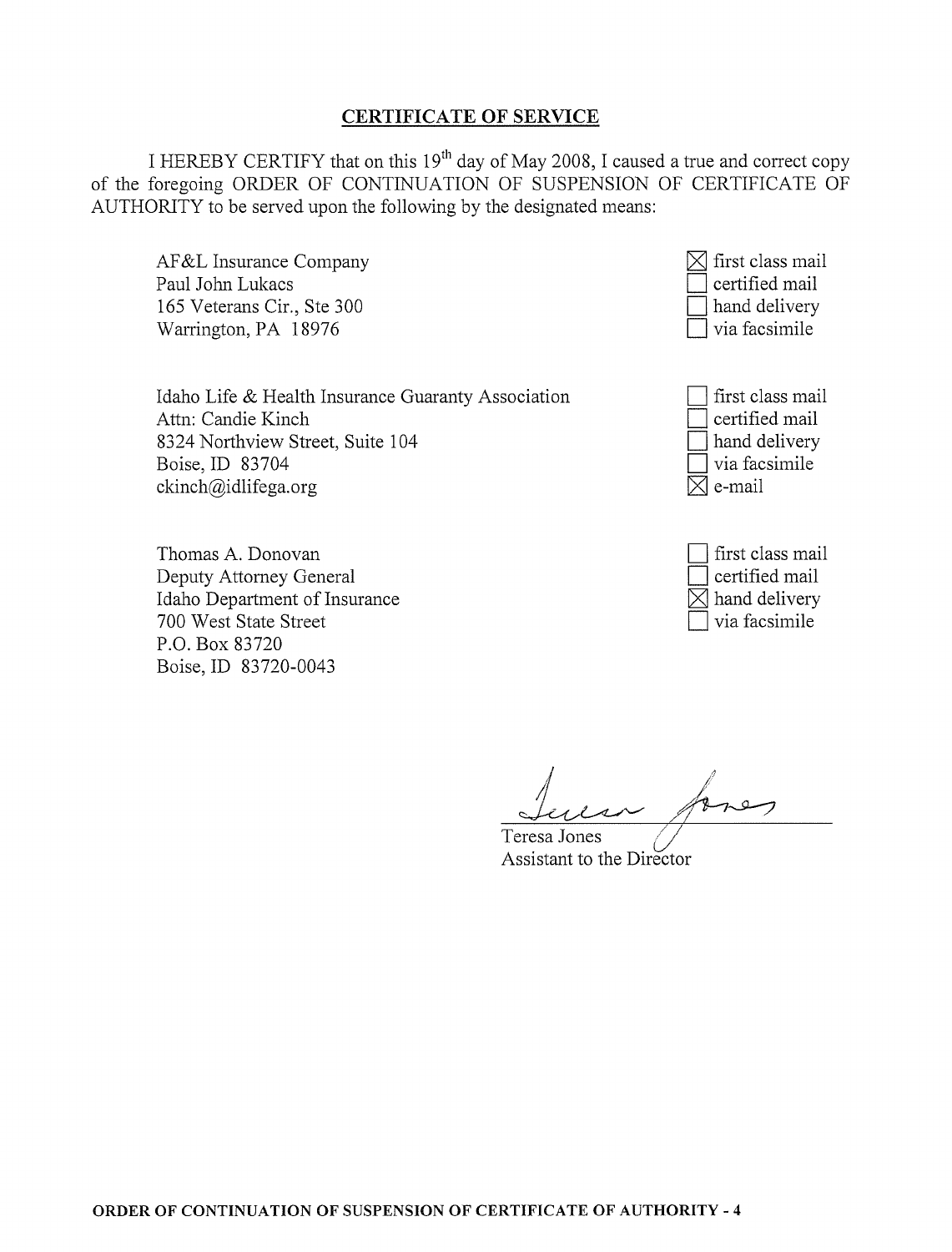## CERTIFICATE OF SERVICE

I HEREBY CERTIFY that on this 19th day of May 2008, I caused a true and correct copy of the foregoing ORDER OF CONTINUATION OF SUSPENSION OF CERTIFICATE OF AUTHORITY to be served upon the following by the designated means:

| | |
|---|---|
| AF&L Insurance Company<br>Paul John Lukacs<br>165 Veterans Cir., Ste 300<br>Warrington, PA 18976 | ☒ first class mail<br>☐ certified mail<br>☐ hand delivery<br>☐ via facsimile |
| Idaho Life & Health Insurance Guaranty Association<br>Attn: Candie Kinch<br>8324 Northview Street, Suite 104<br>Boise, ID 83704<br>ckinch@idlifega.org | ☐ first class mail<br>☐ certified mail<br>☐ hand delivery<br>☐ via facsimile<br>☒ e-mail |
| Thomas A. Donovan<br>Deputy Attorney General<br>Idaho Department of Insurance<br>700 West State Street<br>P.O. Box 83720<br>Boise, ID 83720-0043 | ☐ first class mail<br>☐ certified mail<br>☒ hand delivery<br>☐ via facsimile |

Teresa Jones  
Assistant to the Director